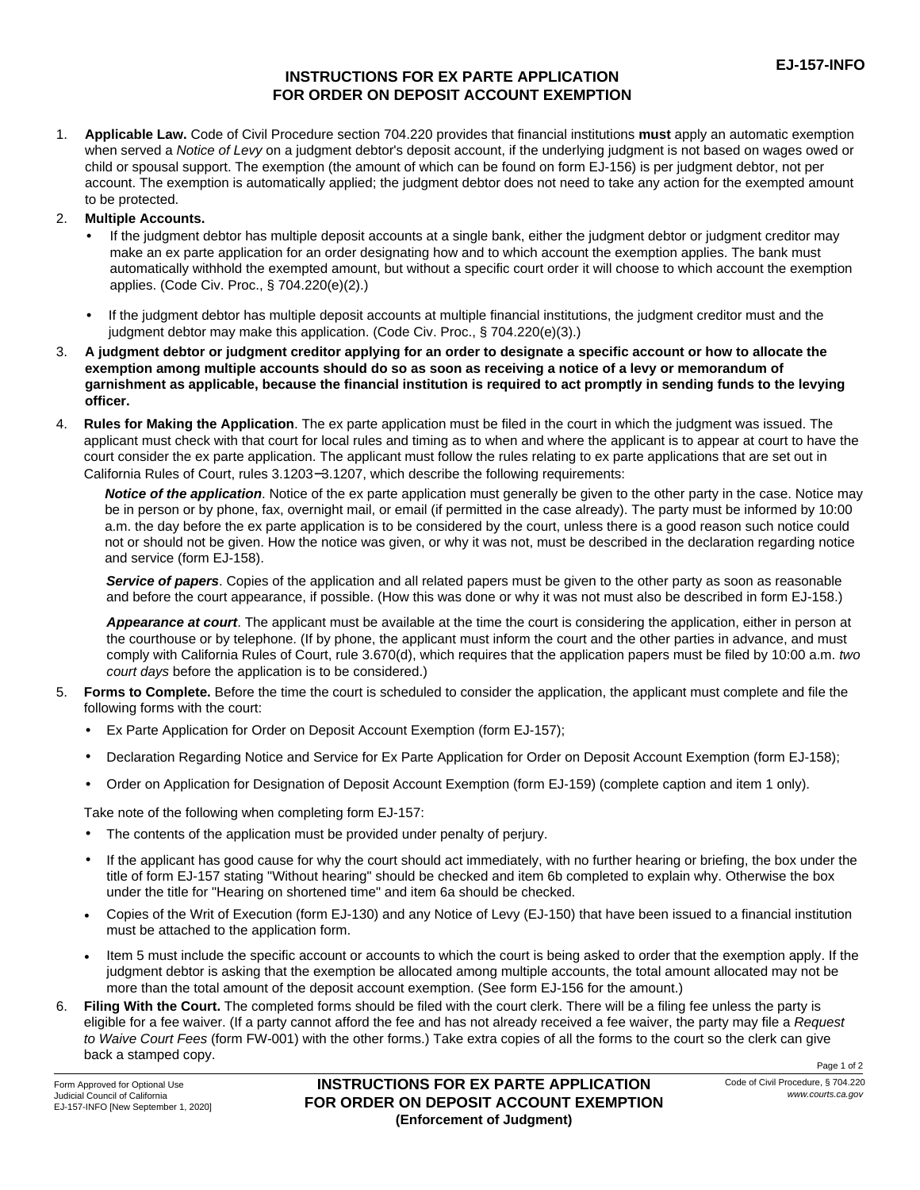EJ-157-INFO

# INSTRUCTIONS FOR EX PARTE APPLICATION FOR ORDER ON DEPOSIT ACCOUNT EXEMPTION

1. **Applicable Law.** Code of Civil Procedure section 704.220 provides that financial institutions **must** apply an automatic exemption when served a *Notice of Levy* on a judgment debtor's deposit account, if the underlying judgment is not based on wages owed or child or spousal support. The exemption (the amount of which can be found on form EJ-156) is per judgment debtor, not per account. The exemption is automatically applied; the judgment debtor does not need to take any action for the exempted amount to be protected.

2. **Multiple Accounts.**
   - If the judgment debtor has multiple deposit accounts at a single bank, either the judgment debtor or judgment creditor may make an ex parte application for an order designating how and to which account the exemption applies. The bank must automatically withhold the exempted amount, but without a specific court order it will choose to which account the exemption applies. (Code Civ. Proc., § 704.220(e)(2).)
   - If the judgment debtor has multiple deposit accounts at multiple financial institutions, the judgment creditor must and the judgment debtor may make this application. (Code Civ. Proc., § 704.220(e)(3).)

3. **A judgment debtor or judgment creditor applying for an order to designate a specific account or how to allocate the exemption among multiple accounts should do so as soon as receiving a notice of a levy or memorandum of garnishment as applicable, because the financial institution is required to act promptly in sending funds to the levying officer.**

4. **Rules for Making the Application**. The ex parte application must be filed in the court in which the judgment was issued. The applicant must check with that court for local rules and timing as to when and where the applicant is to appear at court to have the court consider the ex parte application. The applicant must follow the rules relating to ex parte applications that are set out in California Rules of Court, rules 3.1203–3.1207, which describe the following requirements:

   ***Notice of the application***. Notice of the ex parte application must generally be given to the other party in the case. Notice may be in person or by phone, fax, overnight mail, or email (if permitted in the case already). The party must be informed by 10:00 a.m. the day before the ex parte application is to be considered by the court, unless there is a good reason such notice could not or should not be given. How the notice was given, or why it was not, must be described in the declaration regarding notice and service (form EJ-158).

   ***Service of papers***. Copies of the application and all related papers must be given to the other party as soon as reasonable and before the court appearance, if possible. (How this was done or why it was not must also be described in form EJ-158.)

   ***Appearance at court***. The applicant must be available at the time the court is considering the application, either in person at the courthouse or by telephone. (If by phone, the applicant must inform the court and the other parties in advance, and must comply with California Rules of Court, rule 3.670(d), which requires that the application papers must be filed by 10:00 a.m. *two court days* before the application is to be considered.)

5. **Forms to Complete.** Before the time the court is scheduled to consider the application, the applicant must complete and file the following forms with the court:
   - Ex Parte Application for Order on Deposit Account Exemption (form EJ-157);
   - Declaration Regarding Notice and Service for Ex Parte Application for Order on Deposit Account Exemption (form EJ-158);
   - Order on Application for Designation of Deposit Account Exemption (form EJ-159) (complete caption and item 1 only).

   Take note of the following when completing form EJ-157:
   - The contents of the application must be provided under penalty of perjury.
   - If the applicant has good cause for why the court should act immediately, with no further hearing or briefing, the box under the title of form EJ-157 stating "Without hearing" should be checked and item 6b completed to explain why. Otherwise the box under the title for "Hearing on shortened time" and item 6a should be checked.
   - Copies of the Writ of Execution (form EJ-130) and any Notice of Levy (EJ-150) that have been issued to a financial institution must be attached to the application form.
   - Item 5 must include the specific account or accounts to which the court is being asked to order that the exemption apply. If the judgment debtor is asking that the exemption be allocated among multiple accounts, the total amount allocated may not be more than the total amount of the deposit account exemption. (See form EJ-156 for the amount.)

6. **Filing With the Court.** The completed forms should be filed with the court clerk. There will be a filing fee unless the party is eligible for a fee waiver. (If a party cannot afford the fee and has not already received a fee waiver, the party may file a *Request to Waive Court Fees* (form FW-001) with the other forms.) Take extra copies of all the forms to the court so the clerk can give back a stamped copy.

Form Approved for Optional Use
Judicial Council of California
EJ-157-INFO [New September 1, 2020]

**INSTRUCTIONS FOR EX PARTE APPLICATION FOR ORDER ON DEPOSIT ACCOUNT EXEMPTION (Enforcement of Judgment)**

Code of Civil Procedure, § 704.220
*www.courts.ca.gov*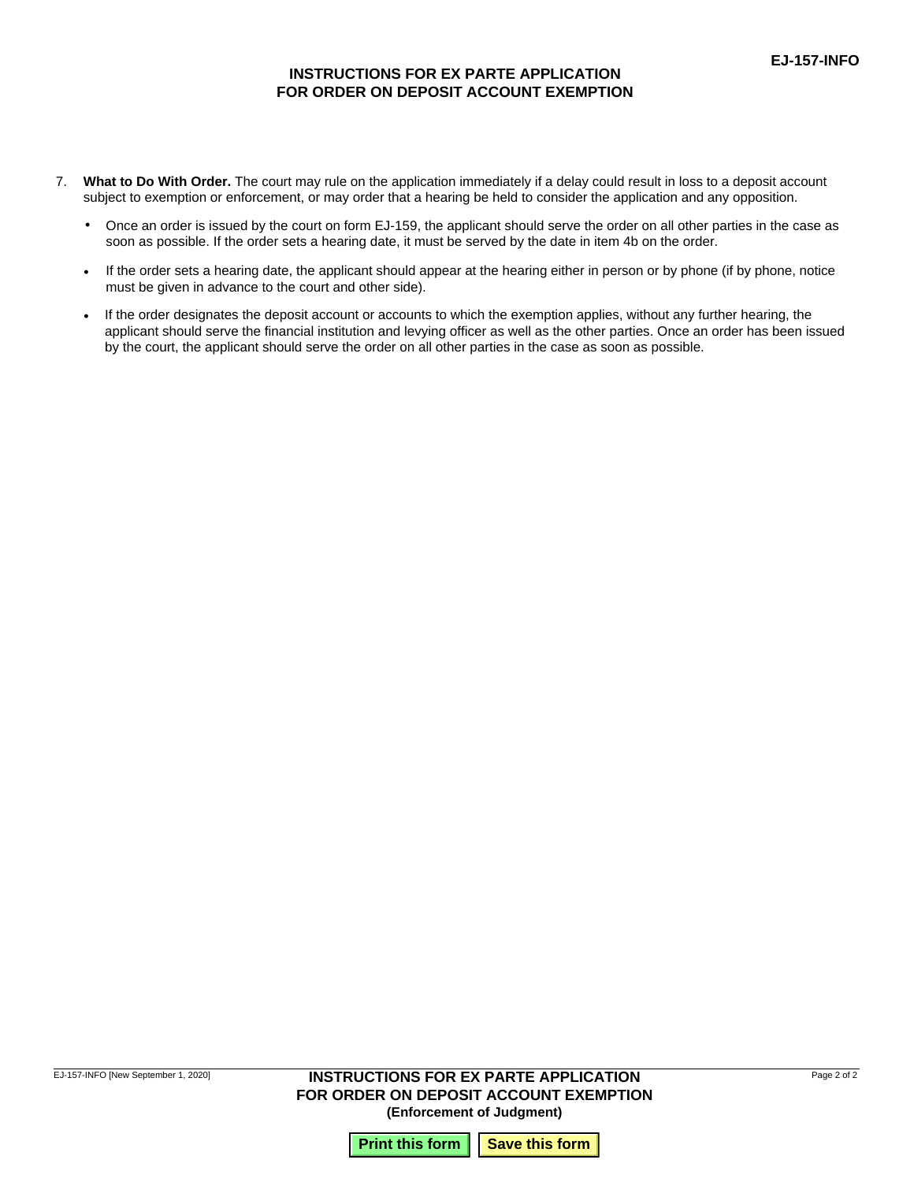7. **What to Do With Order.** The court may rule on the application immediately if a delay could result in loss to a deposit account subject to exemption or enforcement, or may order that a hearing be held to consider the application and any opposition.

   - Once an order is issued by the court on form EJ-159, the applicant should serve the order on all other parties in the case as soon as possible. If the order sets a hearing date, it must be served by the date in item 4b on the order.
   - If the order sets a hearing date, the applicant should appear at the hearing either in person or by phone (if by phone, notice must be given in advance to the court and other side).
   - If the order designates the deposit account or accounts to which the exemption applies, without any further hearing, the applicant should serve the financial institution and levying officer as well as the other parties. Once an order has been issued by the court, the applicant should serve the order on all other parties in the case as soon as possible.